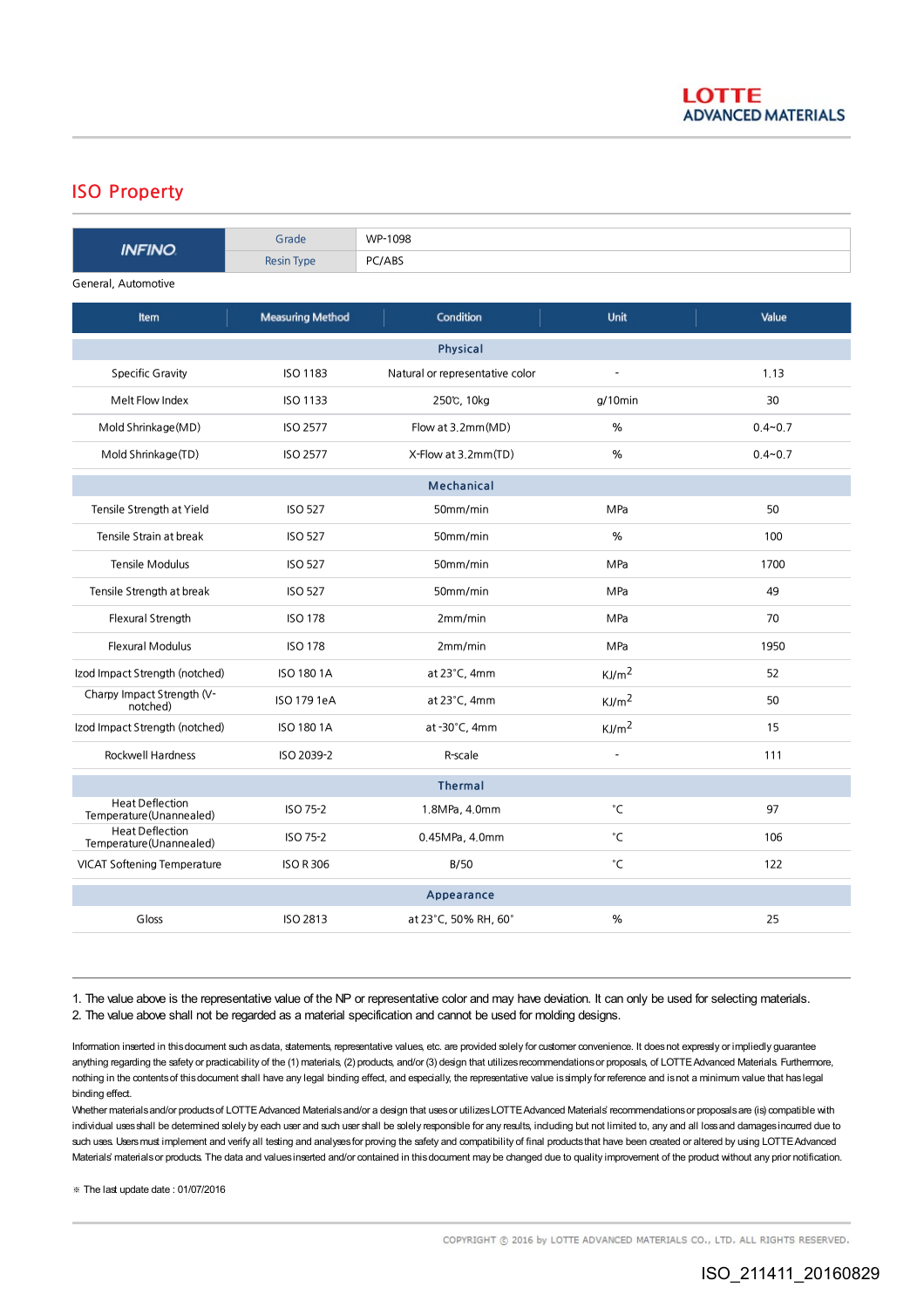LOTTE ADVANCED MATERIALS

## ISO Property

| INFINO | Grade | WP-1098 |
|---|---|---|
| | Resin Type | PC/ABS |

General, Automotive

| Item | Measuring Method | Condition | Unit | Value |
|---|---|---|---|---|
| **Physical** | | | | |
| Specific Gravity | ISO 1183 | Natural or representative color | - | 1.13 |
| Melt Flow Index | ISO 1133 | 250℃, 10kg | g/10min | 30 |
| Mold Shrinkage(MD) | ISO 2577 | Flow at 3.2mm(MD) | % | 0.4~0.7 |
| Mold Shrinkage(TD) | ISO 2577 | X-Flow at 3.2mm(TD) | % | 0.4~0.7 |
| **Mechanical** | | | | |
| Tensile Strength at Yield | ISO 527 | 50mm/min | MPa | 50 |
| Tensile Strain at break | ISO 527 | 50mm/min | % | 100 |
| Tensile Modulus | ISO 527 | 50mm/min | MPa | 1700 |
| Tensile Strength at break | ISO 527 | 50mm/min | MPa | 49 |
| Flexural Strength | ISO 178 | 2mm/min | MPa | 70 |
| Flexural Modulus | ISO 178 | 2mm/min | MPa | 1950 |
| Izod Impact Strength (notched) | ISO 180 1A | at 23°C, 4mm | $KJ/m^2$ | 52 |
| Charpy Impact Strength (V-notched) | ISO 179 1eA | at 23°C, 4mm | $KJ/m^2$ | 50 |
| Izod Impact Strength (notched) | ISO 180 1A | at -30°C, 4mm | $KJ/m^2$ | 15 |
| Rockwell Hardness | ISO 2039-2 | R-scale | - | 111 |
| **Thermal** | | | | |
| Heat Deflection Temperature(Unannealed) | ISO 75-2 | 1.8MPa, 4.0mm | °C | 97 |
| Heat Deflection Temperature(Unannealed) | ISO 75-2 | 0.45MPa, 4.0mm | °C | 106 |
| VICAT Softening Temperature | ISO R 306 | B/50 | °C | 122 |
| **Appearance** | | | | |
| Gloss | ISO 2813 | at 23°C, 50% RH, 60° | % | 25 |

1. The value above is the representative value of the NP or representative color and may have deviation. It can only be used for selecting materials.
2. The value above shall not be regarded as a material specification and cannot be used for molding designs.

Information inserted in this document such as data, statements, representative values, etc. are provided solely for customer convenience. It does not expressly or impliedly guarantee anything regarding the safety or practicability of the (1) materials, (2) products, and/or (3) design that utilizes recommendations or proposals, of LOTTE Advanced Materials. Furthermore, nothing in the contents of this document shall have any legal binding effect, and especially, the representative value is simply for reference and is not a minimum value that has legal binding effect.

Whether materials and/or products of LOTTE Advanced Materials and/or a design that uses or utilizes LOTTE Advanced Materials' recommendations or proposals are (is) compatible with individual uses shall be determined solely by each user and such user shall be solely responsible for any results, including but not limited to, any and all loss and damages incurred due to such uses. Users must implement and verify all testing and analyses for proving the safety and compatibility of final products that have been created or altered by using LOTTE Advanced Materials' materials or products. The data and values inserted and/or contained in this document may be changed due to quality improvement of the product without any prior notification.

※ The last update date : 01/07/2016

COPYRIGHT ⓒ 2016 by LOTTE ADVANCED MATERIALS CO., LTD. ALL RIGHTS RESERVED.

ISO_211411_20160829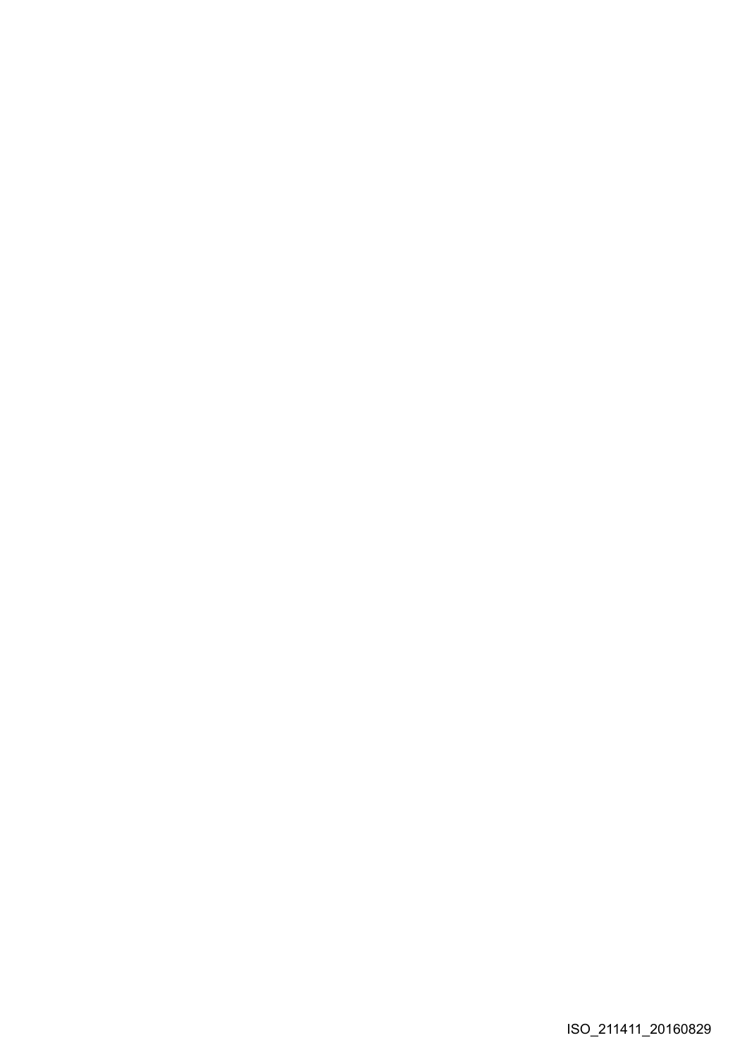ISO_211411_20160829